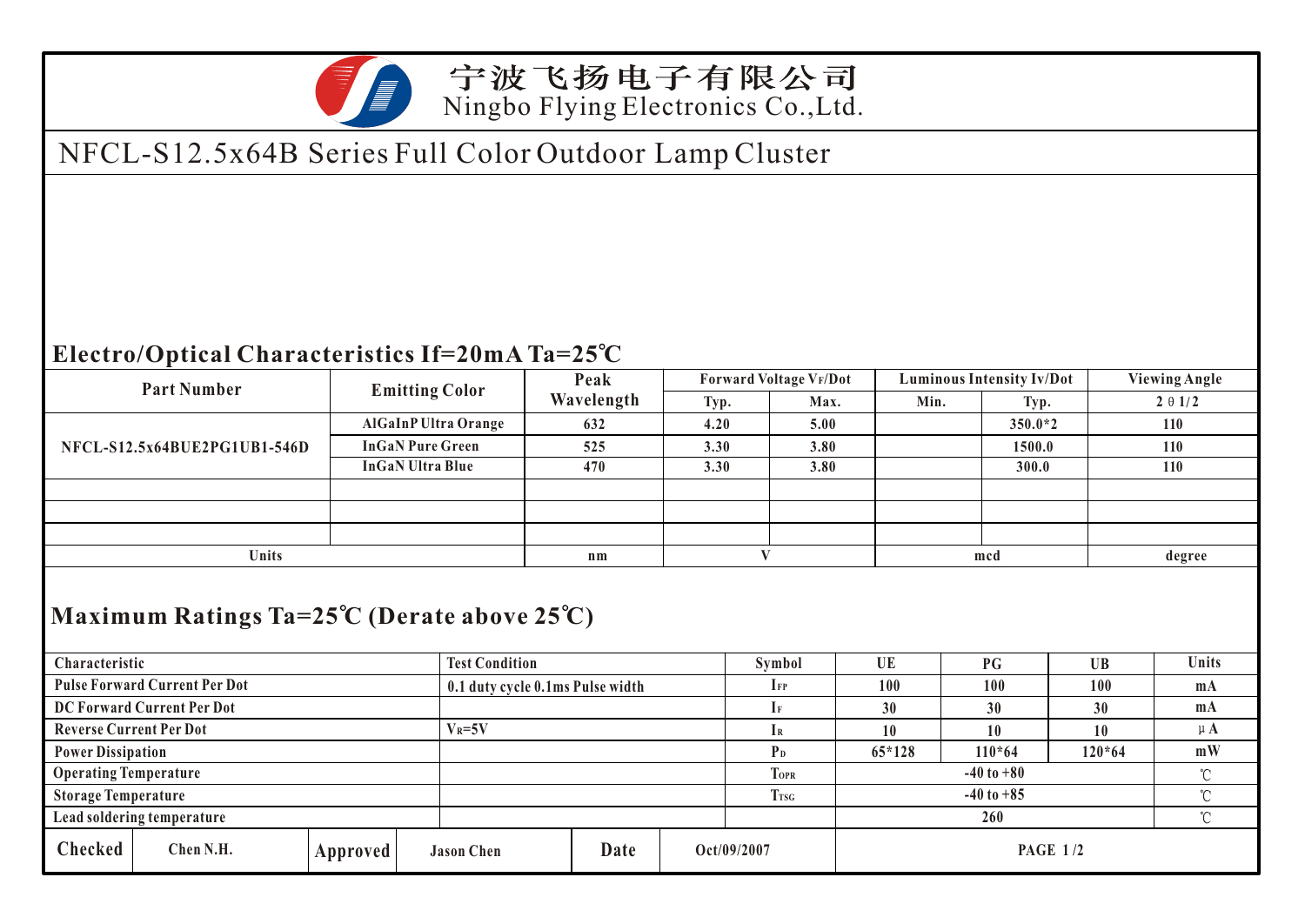宁波飞扬电子有限公司
Ningbo Flying Electronics Co.,Ltd.

# NFCL-S12.5x64B Series Full Color Outdoor Lamp Cluster

## Electro/Optical Characteristics If=20mA Ta=25℃

| Part Number | Emitting Color | Peak Wavelength | Forward Voltage $V_F$/Dot | | Luminous Intensity Iv/Dot | | Viewing Angle |
|---|---|---|---|---|---|---|---|
| | | | Typ. | Max. | Min. | Typ. | 2θ1/2 |
| NFCL-S12.5x64BUE2PG1UB1-546D | AlGaInP Ultra Orange | 632 | 4.20 | 5.00 | | 350.0*2 | 110 |
| | InGaN Pure Green | 525 | 3.30 | 3.80 | | 1500.0 | 110 |
| | InGaN Ultra Blue | 470 | 3.30 | 3.80 | | 300.0 | 110 |
| | | | | | | | |
| | | | | | | | |
| | | | | | | | |
| Units | | nm | V | | mcd | | degree |

## Maximum Ratings Ta=25℃ (Derate above 25℃)

| Characteristic | Test Condition | Symbol | UE | PG | UB | Units |
|---|---|---|---|---|---|---|
| Pulse Forward Current Per Dot | 0.1 duty cycle 0.1ms Pulse width | $I_{FP}$ | 100 | 100 | 100 | mA |
| DC Forward Current Per Dot | | $I_F$ | 30 | 30 | 30 | mA |
| Reverse Current Per Dot | $V_R$=5V | $I_R$ | 10 | 10 | 10 | μA |
| Power Dissipation | | $P_D$ | 65*128 | 110*64 | 120*64 | mW |
| Operating Temperature | | $T_{OPR}$ | -40 to +80 | | | ℃ |
| Storage Temperature | | $T_{TSG}$ | -40 to +85 | | | ℃ |
| Lead soldering temperature | | | 260 | | | ℃ |

| Checked | Chen N.H. | Approved | Jason Chen | Date | Oct/09/2007 |
|---|---|---|---|---|---|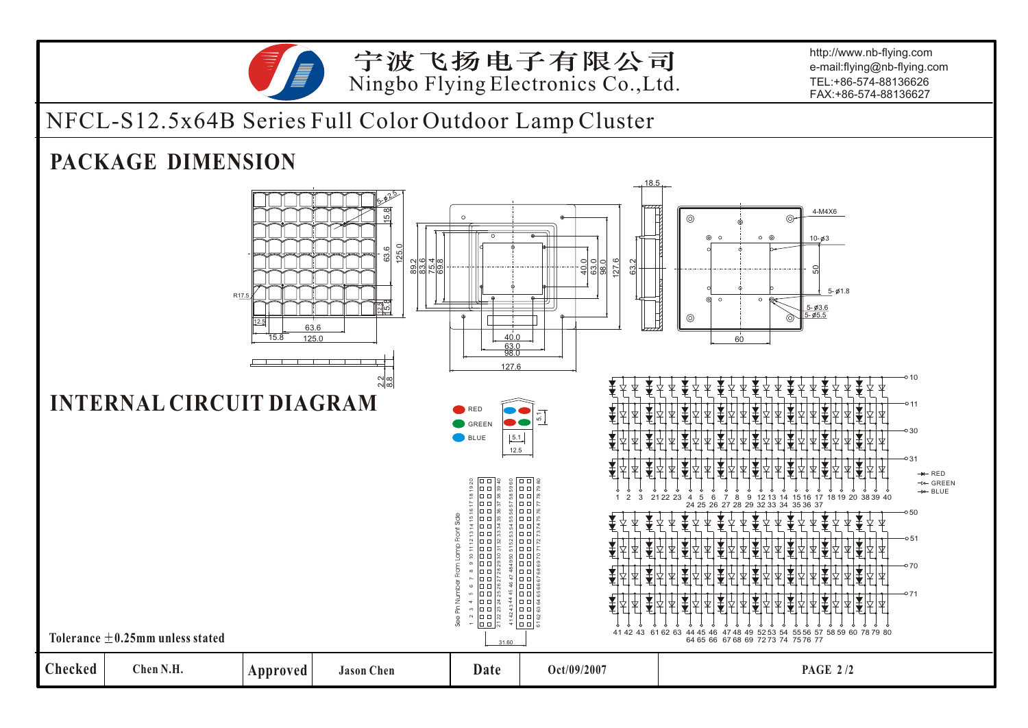宁波飞扬电子有限公司
Ningbo Flying Electronics Co.,Ltd.

http://www.nb-flying.com
e-mail:flying@nb-flying.com
TEL:+86-574-88136626
FAX:+86-574-88136627

# NFCL-S12.5x64B Series Full Color Outdoor Lamp Cluster

## PACKAGE DIMENSION

5-ø2.5
15.8
63.6
125.0
R17.5
12.5
15.8
12.5
15.8
63.6
125.0
2.2
8.8

89.2
83.6
75.4
69.8
40.0
63.0
98.0
127.6
40.0
63.0
98.0
127.6

18.5
63.2

4-M4X6
10-ø3
50
5-ø1.8
5-ø3.6
5-ø5.5
60

## INTERNAL CIRCUIT DIAGRAM

RED
GREEN
BLUE
5.1
5.1
12.5

See Pin Number From Lamp Front Side
1 2 3 4 5 6 7 8 9 10 11 12 13 14 15 16 17 18 19 20
21 22 23 24 25 26 27 28 29 30 31 32 33 34 35 36 37 38 39 40
41 42 43 44 45 46 47 48 49 50 51 52 53 54 55 56 57 58 59 60
61 62 63 64 65 66 67 68 69 70 71 72 73 74 75 76 77 78 79 80
31.60

10
11
30
31
RED
GREEN
BLUE
1 2 3 21 22 23 4 5 6 7 8 9 12 13 14 15 16 17 18 19 20 38 39 40
24 25 26 27 28 29 32 33 34 35 36 37

50
51
70
71
41 42 43 61 62 63 44 45 46 47 48 49 52 53 54 55 56 57 58 59 60 78 79 80
64 65 66 67 68 69 72 73 74 75 76 77

**Tolerance ±0.25mm unless stated**

| Checked | Chen N.H. | Approved | Jason Chen | Date | Oct/09/2007 | PAGE 2/2 |
|---|---|---|---|---|---|---|